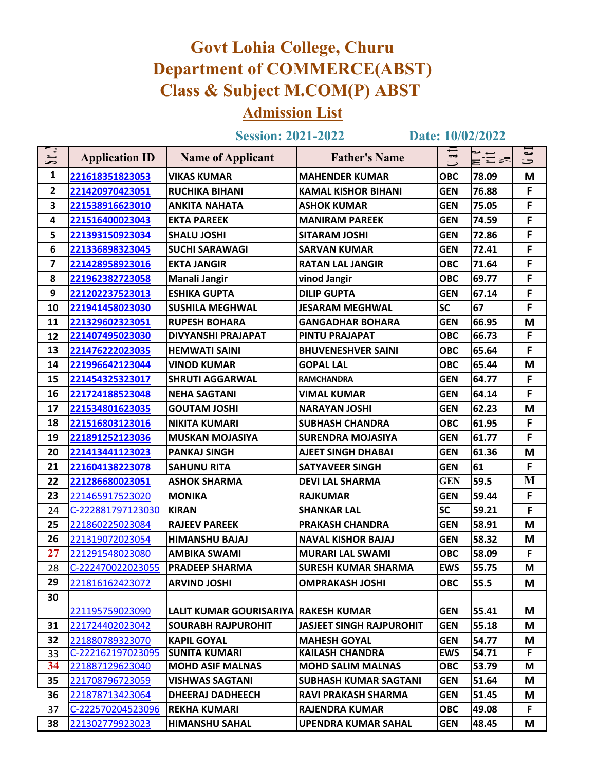# Govt Lohia College, Churu

## Department of COMMERCE(ABST)

## Class & Subject M.COM(P) ABST

## Admission List

**Session: 2021-2022** **Date: 10/02/2022**

| Sr.No | Application ID | Name of Applicant | Father's Name | Cate | Merit % | Gen |
|---|---|---|---|---|---|---|
| 1 | 221618351823053 | VIKAS KUMAR | MAHENDER KUMAR | OBC | 78.09 | M |
| 2 | 221420970423051 | RUCHIKA BIHANI | KAMAL KISHOR BIHANI | GEN | 76.88 | F |
| 3 | 221538916623010 | ANKITA NAHATA | ASHOK KUMAR | GEN | 75.05 | F |
| 4 | 221516400023043 | EKTA PAREEK | MANIRAM PAREEK | GEN | 74.59 | F |
| 5 | 221393150923034 | SHALU JOSHI | SITARAM JOSHI | GEN | 72.86 | F |
| 6 | 221336898323045 | SUCHI SARAWAGI | SARVAN KUMAR | GEN | 72.41 | F |
| 7 | 221428958923016 | EKTA JANGIR | RATAN LAL JANGIR | OBC | 71.64 | F |
| 8 | 221962382723058 | Manali Jangir | vinod Jangir | OBC | 69.77 | F |
| 9 | 221202237523013 | ESHIKA GUPTA | DILIP GUPTA | GEN | 67.14 | F |
| 10 | 221941458023030 | SUSHILA MEGHWAL | JESARAM MEGHWAL | SC | 67 | F |
| 11 | 221329602323051 | RUPESH BOHARA | GANGADHAR BOHARA | GEN | 66.95 | M |
| 12 | 221407495023030 | DIVYANSHI PRAJAPAT | PINTU PRAJAPAT | OBC | 66.73 | F |
| 13 | 221476222023035 | HEMWATI SAINI | BHUVENESHVER SAINI | OBC | 65.64 | F |
| 14 | 221996642123044 | VINOD KUMAR | GOPAL LAL | OBC | 65.44 | M |
| 15 | 221454325323017 | SHRUTI AGGARWAL | RAMCHANDRA | GEN | 64.77 | F |
| 16 | 221724188523048 | NEHA SAGTANI | VIMAL KUMAR | GEN | 64.14 | F |
| 17 | 221534801623035 | GOUTAM JOSHI | NARAYAN JOSHI | GEN | 62.23 | M |
| 18 | 221516803123016 | NIKITA KUMARI | SUBHASH CHANDRA | OBC | 61.95 | F |
| 19 | 221891252123036 | MUSKAN MOJASIYA | SURENDRA MOJASIYA | GEN | 61.77 | F |
| 20 | 221413441123023 | PANKAJ SINGH | AJEET SINGH DHABAI | GEN | 61.36 | M |
| 21 | 221604138223078 | SAHUNU RITA | SATYAVEER SINGH | GEN | 61 | F |
| 22 | 221286680023051 | ASHOK SHARMA | DEVI LAL SHARMA | GEN | 59.5 | M |
| 23 | 221465917523020 | MONIKA | RAJKUMAR | GEN | 59.44 | F |
| 24 | C-222881797123030 | KIRAN | SHANKAR LAL | SC | 59.21 | F |
| 25 | 221860225023084 | RAJEEV PAREEK | PRAKASH CHANDRA | GEN | 58.91 | M |
| 26 | 221319072023054 | HIMANSHU BAJAJ | NAVAL KISHOR BAJAJ | GEN | 58.32 | M |
| 27 | 221291548023080 | AMBIKA SWAMI | MURARI LAL SWAMI | OBC | 58.09 | F |
| 28 | C-222470022023055 | PRADEEP SHARMA | SURESH KUMAR SHARMA | EWS | 55.75 | M |
| 29 | 221816162423072 | ARVIND JOSHI | OMPRAKASH JOSHI | OBC | 55.5 | M |
| 30 | 221195759023090 | LALIT KUMAR GOURISARIYA | RAKESH KUMAR | GEN | 55.41 | M |
| 31 | 221724402023042 | SOURABH RAJPUROHIT | JASJEET SINGH RAJPUROHIT | GEN | 55.18 | M |
| 32 | 221880789323070 | KAPIL GOYAL | MAHESH GOYAL | GEN | 54.77 | M |
| 33 | C-222162197023095 | SUNITA KUMARI | KAILASH CHANDRA | EWS | 54.71 | F |
| 34 | 221887129623040 | MOHD ASIF MALNAS | MOHD SALIM MALNAS | OBC | 53.79 | M |
| 35 | 221708796723059 | VISHWAS SAGTANI | SUBHASH KUMAR SAGTANI | GEN | 51.64 | M |
| 36 | 221878713423064 | DHEERAJ DADHEECH | RAVI PRAKASH SHARMA | GEN | 51.45 | M |
| 37 | C-222570204523096 | REKHA KUMARI | RAJENDRA KUMAR | OBC | 49.08 | F |
| 38 | 221302779923023 | HIMANSHU SAHAL | UPENDRA KUMAR SAHAL | GEN | 48.45 | M |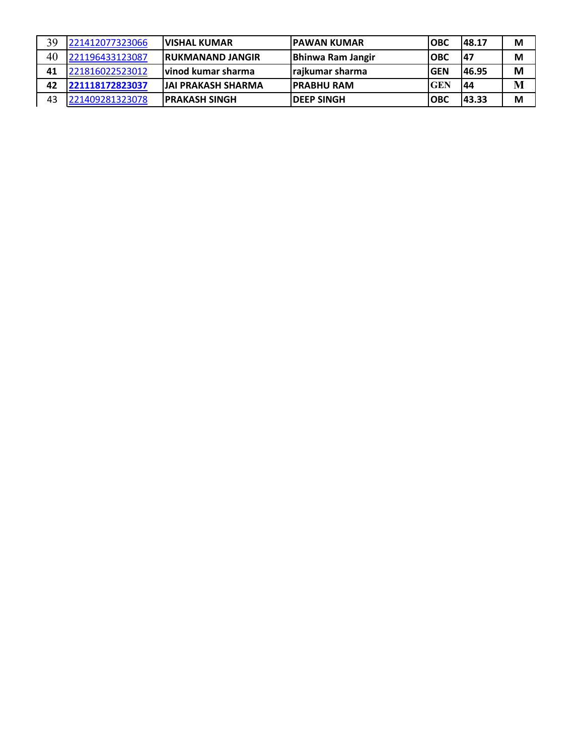| | | | | | | |
|---|---|---|---|---|---|---|
| 39 | 221412077323066 | **VISHAL KUMAR** | **PAWAN KUMAR** | **OBC** | **48.17** | **M** |
| 40 | 221196433123087 | **RUKMANAND JANGIR** | **Bhinwa Ram Jangir** | **OBC** | **47** | **M** |
| **41** | 221816022523012 | **vinod kumar sharma** | **rajkumar sharma** | **GEN** | **46.95** | **M** |
| **42** | **221118172823037** | **JAI PRAKASH SHARMA** | **PRABHU RAM** | **GEN** | **44** | **M** |
| 43 | 221409281323078 | **PRAKASH SINGH** | **DEEP SINGH** | **OBC** | **43.33** | **M** |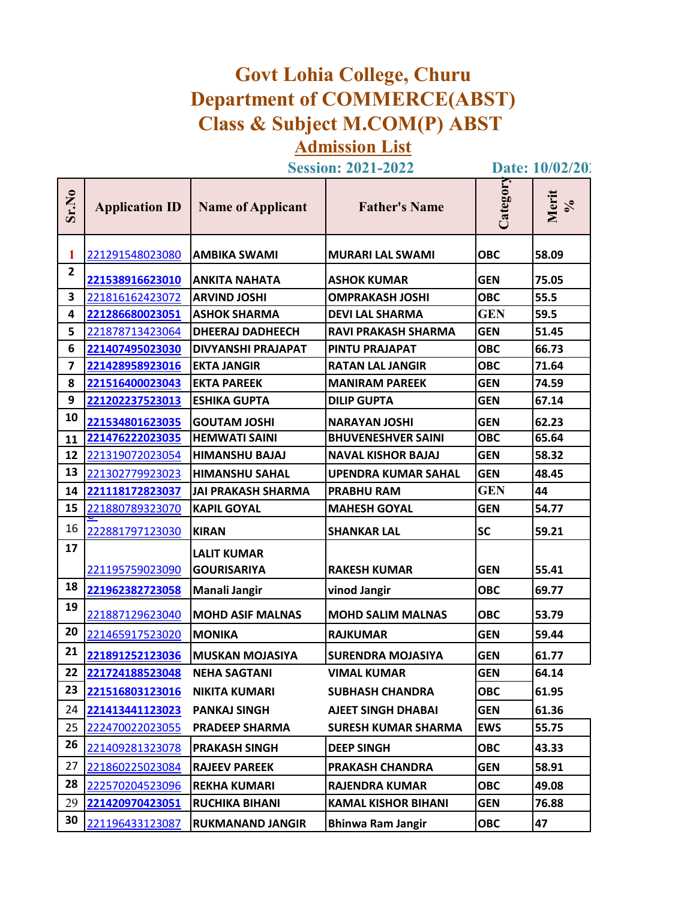# Govt Lohia College, Churu
## Department of COMMERCE(ABST)
## Class & Subject M.COM(P) ABST
### Admission List

**Session: 2021-2022** **Date: 10/02/202**

| Sr.No | Application ID | Name of Applicant | Father's Name | Category | Merit % |
|---|---|---|---|---|---|
| 1 | 221291548023080 | AMBIKA SWAMI | MURARI LAL SWAMI | OBC | 58.09 |
| 2 | 221538916623010 | ANKITA NAHATA | ASHOK KUMAR | GEN | 75.05 |
| 3 | 221816162423072 | ARVIND JOSHI | OMPRAKASH JOSHI | OBC | 55.5 |
| 4 | 221286680023051 | ASHOK SHARMA | DEVI LAL SHARMA | GEN | 59.5 |
| 5 | 221878713423064 | DHEERAJ DADHEECH | RAVI PRAKASH SHARMA | GEN | 51.45 |
| 6 | 221407495023030 | DIVYANSHI PRAJAPAT | PINTU PRAJAPAT | OBC | 66.73 |
| 7 | 221428958923016 | EKTA JANGIR | RATAN LAL JANGIR | OBC | 71.64 |
| 8 | 221516400023043 | EKTA PAREEK | MANIRAM PAREEK | GEN | 74.59 |
| 9 | 221202237523013 | ESHIKA GUPTA | DILIP GUPTA | GEN | 67.14 |
| 10 | 221534801623035 | GOUTAM JOSHI | NARAYAN JOSHI | GEN | 62.23 |
| 11 | 221476222023035 | HEMWATI SAINI | BHUVENESHVER SAINI | OBC | 65.64 |
| 12 | 221319072023054 | HIMANSHU BAJAJ | NAVAL KISHOR BAJAJ | GEN | 58.32 |
| 13 | 221302779923023 | HIMANSHU SAHAL | UPENDRA KUMAR SAHAL | GEN | 48.45 |
| 14 | 221118172823037 | JAI PRAKASH SHARMA | PRABHU RAM | GEN | 44 |
| 15 | 221880789323070 | KAPIL GOYAL | MAHESH GOYAL | GEN | 54.77 |
| 16 | 222881797123030 | KIRAN | SHANKAR LAL | SC | 59.21 |
| 17 | 221195759023090 | LALIT KUMAR GOURISARIYA | RAKESH KUMAR | GEN | 55.41 |
| 18 | 221962382723058 | Manali Jangir | vinod Jangir | OBC | 69.77 |
| 19 | 221887129623040 | MOHD ASIF MALNAS | MOHD SALIM MALNAS | OBC | 53.79 |
| 20 | 221465917523020 | MONIKA | RAJKUMAR | GEN | 59.44 |
| 21 | 221891252123036 | MUSKAN MOJASIYA | SURENDRA MOJASIYA | GEN | 61.77 |
| 22 | 221724188523048 | NEHA SAGTANI | VIMAL KUMAR | GEN | 64.14 |
| 23 | 221516803123016 | NIKITA KUMARI | SUBHASH CHANDRA | OBC | 61.95 |
| 24 | 221413441123023 | PANKAJ SINGH | AJEET SINGH DHABAI | GEN | 61.36 |
| 25 | 222470022023055 | PRADEEP SHARMA | SURESH KUMAR SHARMA | EWS | 55.75 |
| 26 | 221409281323078 | PRAKASH SINGH | DEEP SINGH | OBC | 43.33 |
| 27 | 221860225023084 | RAJEEV PAREEK | PRAKASH CHANDRA | GEN | 58.91 |
| 28 | 222570204523096 | REKHA KUMARI | RAJENDRA KUMAR | OBC | 49.08 |
| 29 | 221420970423051 | RUCHIKA BIHANI | KAMAL KISHOR BIHANI | GEN | 76.88 |
| 30 | 221196433123087 | RUKMANAND JANGIR | Bhinwa Ram Jangir | OBC | 47 |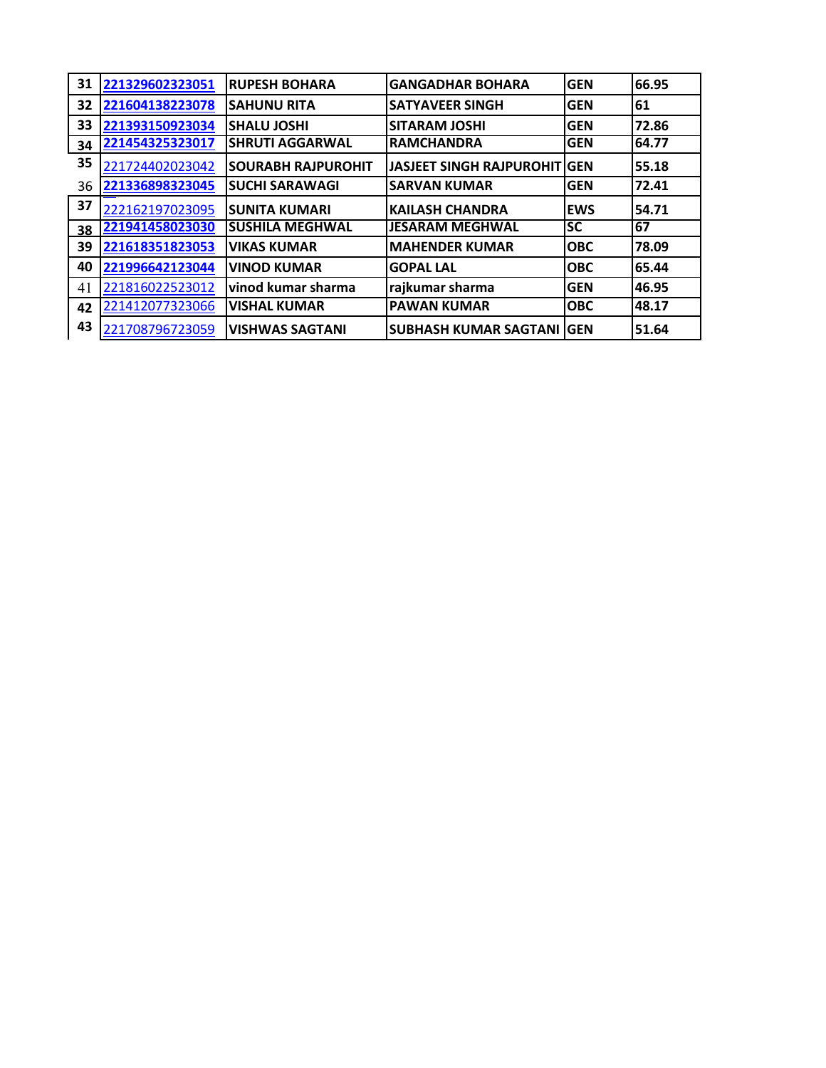| | | | | | |
|---|---|---|---|---|---|
| 31 | 221329602323051 | RUPESH BOHARA | GANGADHAR BOHARA | GEN | 66.95 |
| 32 | 221604138223078 | SAHUNU RITA | SATYAVEER SINGH | GEN | 61 |
| 33 | 221393150923034 | SHALU JOSHI | SITARAM JOSHI | GEN | 72.86 |
| 34 | 221454325323017 | SHRUTI AGGARWAL | RAMCHANDRA | GEN | 64.77 |
| 35 | 221724402023042 | SOURABH RAJPUROHIT | JASJEET SINGH RAJPUROHIT | GEN | 55.18 |
| 36 | 221336898323045 | SUCHI SARAWAGI | SARVAN KUMAR | GEN | 72.41 |
| 37 | 222162197023095 | SUNITA KUMARI | KAILASH CHANDRA | EWS | 54.71 |
| 38 | 221941458023030 | SUSHILA MEGHWAL | JESARAM MEGHWAL | SC | 67 |
| 39 | 221618351823053 | VIKAS KUMAR | MAHENDER KUMAR | OBC | 78.09 |
| 40 | 221996642123044 | VINOD KUMAR | GOPAL LAL | OBC | 65.44 |
| 41 | 221816022523012 | vinod kumar sharma | rajkumar sharma | GEN | 46.95 |
| 42 | 221412077323066 | VISHAL KUMAR | PAWAN KUMAR | OBC | 48.17 |
| 43 | 221708796723059 | VISHWAS SAGTANI | SUBHASH KUMAR SAGTANI | GEN | 51.64 |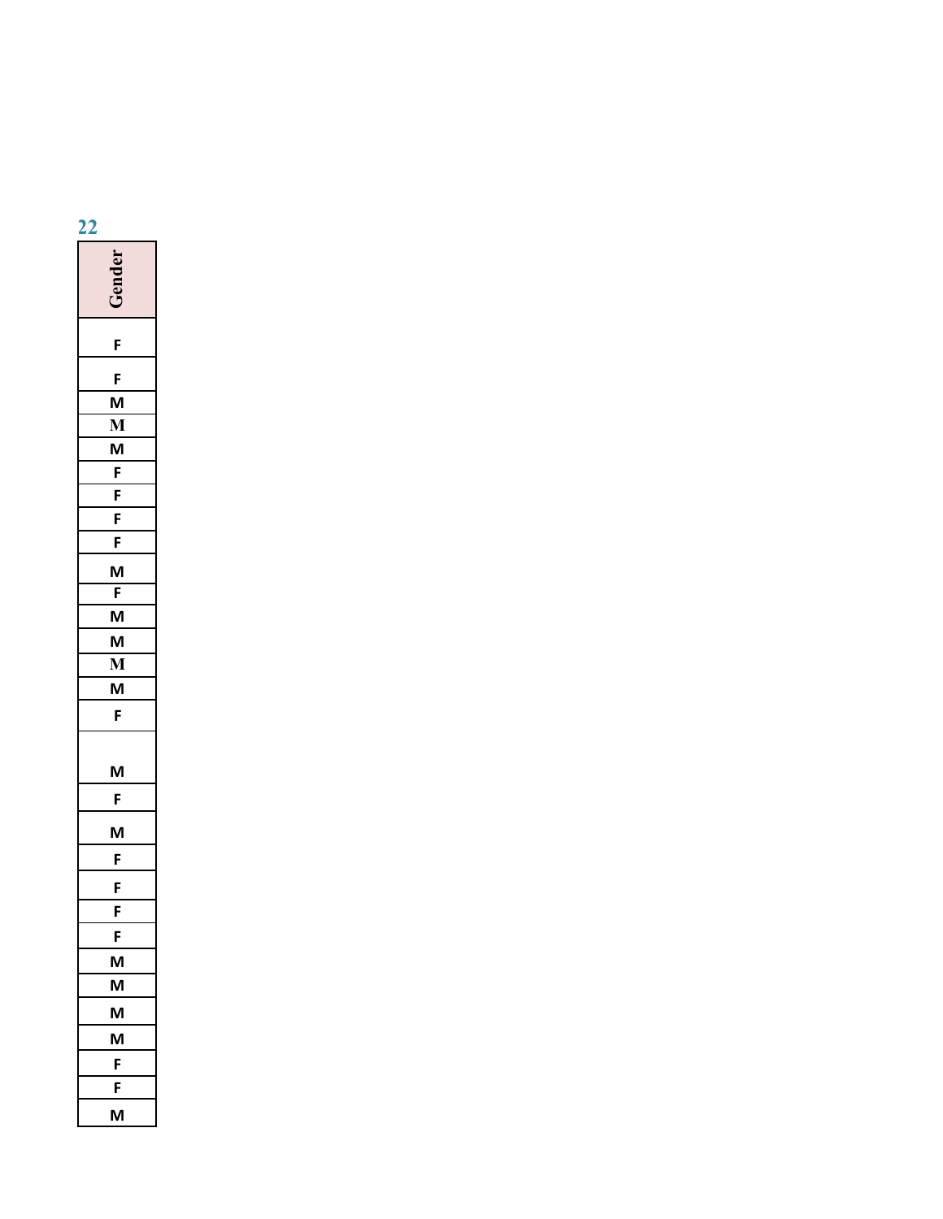| Gender |
|---|
| F |
| F |
| M |
| M |
| M |
| F |
| F |
| F |
| F |
| M |
| F |
| M |
| M |
| M |
| M |
| F |
| M |
| F |
| M |
| F |
| F |
| F |
| F |
| M |
| M |
| M |
| M |
| F |
| F |
| M |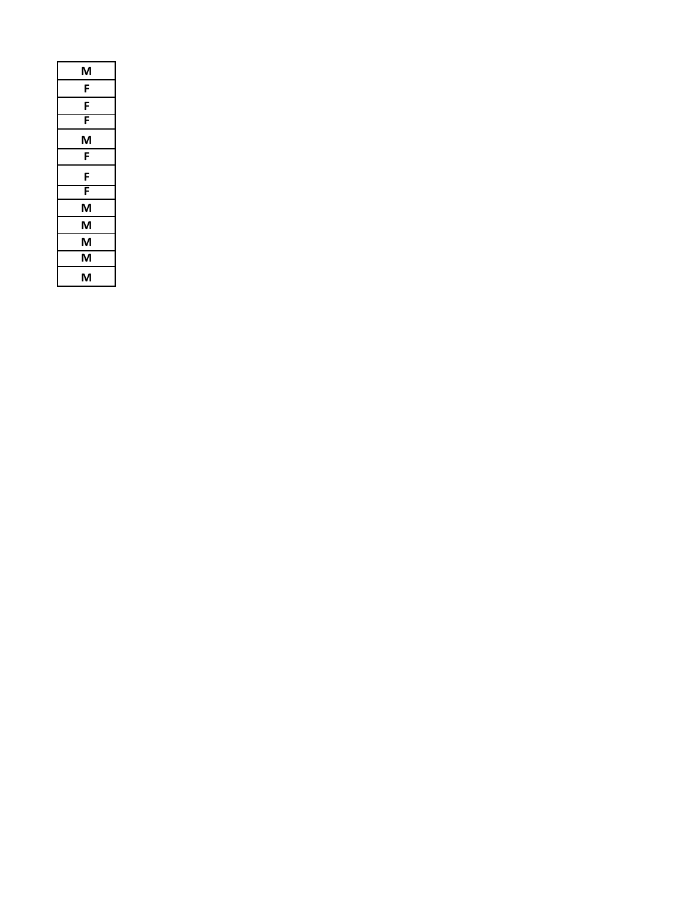| |
|---|
| M |
| F |
| F |
| F |
| M |
| F |
| F |
| F |
| M |
| M |
| M |
| M |
| M |